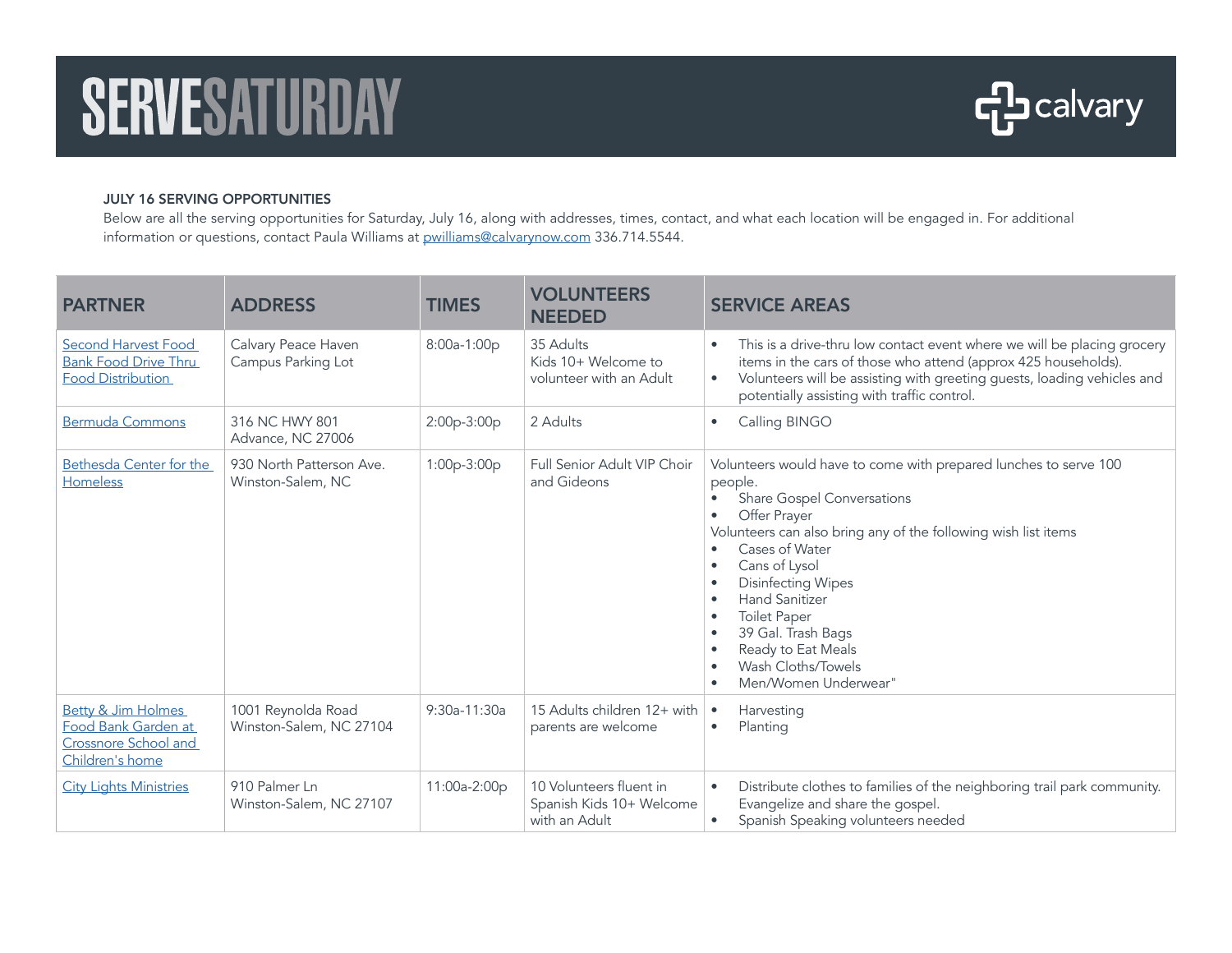# SERVESATURDAY

calvary

**JULY 16 SERVING OPPORTUNITIES**

Below are all the serving opportunities for Saturday, July 16, along with addresses, times, contact, and what each location will be engaged in. For additional information or questions, contact Paula Williams at pwilliams@calvarynow.com 336.714.5544.

| PARTNER | ADDRESS | TIMES | VOLUNTEERS NEEDED | SERVICE AREAS |
|---|---|---|---|---|
| Second Harvest Food Bank Food Drive Thru Food Distribution | Calvary Peace Haven Campus Parking Lot | 8:00a-1:00p | 35 Adults<br>Kids 10+ Welcome to volunteer with an Adult | • This is a drive-thru low contact event where we will be placing grocery items in the cars of those who attend (approx 425 households).<br>• Volunteers will be assisting with greeting guests, loading vehicles and potentially assisting with traffic control. |
| Bermuda Commons | 316 NC HWY 801<br>Advance, NC 27006 | 2:00p-3:00p | 2 Adults | • Calling BINGO |
| Bethesda Center for the Homeless | 930 North Patterson Ave.<br>Winston-Salem, NC | 1:00p-3:00p | Full Senior Adult VIP Choir and Gideons | Volunteers would have to come with prepared lunches to serve 100 people.<br>• Share Gospel Conversations<br>• Offer Prayer<br>Volunteers can also bring any of the following wish list items<br>• Cases of Water<br>• Cans of Lysol<br>• Disinfecting Wipes<br>• Hand Sanitizer<br>• Toilet Paper<br>• 39 Gal. Trash Bags<br>• Ready to Eat Meals<br>• Wash Cloths/Towels<br>• Men/Women Underwear" |
| Betty & Jim Holmes Food Bank Garden at Crossnore School and Children's home | 1001 Reynolda Road<br>Winston-Salem, NC 27104 | 9:30a-11:30a | 15 Adults children 12+ with parents are welcome | • Harvesting<br>• Planting |
| City Lights Ministries | 910 Palmer Ln<br>Winston-Salem, NC 27107 | 11:00a-2:00p | 10 Volunteers fluent in Spanish Kids 10+ Welcome with an Adult | • Distribute clothes to families of the neighboring trail park community. Evangelize and share the gospel.<br>• Spanish Speaking volunteers needed |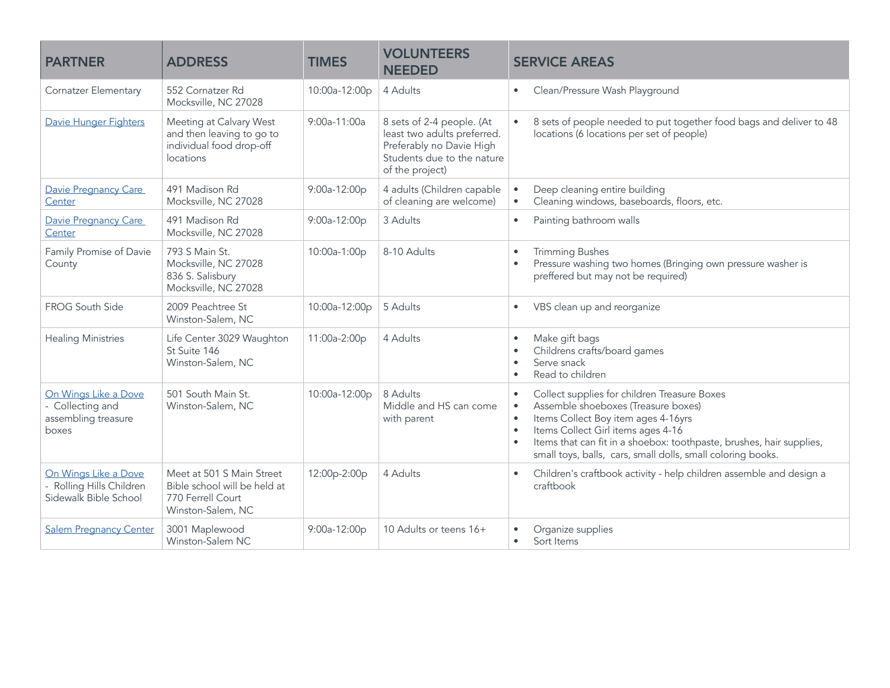| PARTNER | ADDRESS | TIMES | VOLUNTEERS NEEDED | SERVICE AREAS |
|---|---|---|---|---|
| Cornatzer Elementary | 552 Cornatzer Rd<br>Mocksville, NC 27028 | 10:00a-12:00p | 4 Adults | • Clean/Pressure Wash Playground |
| Davie Hunger Fighters | Meeting at Calvary West and then leaving to go to individual food drop-off locations | 9:00a-11:00a | 8 sets of 2-4 people. (At least two adults preferred. Preferably no Davie High Students due to the nature of the project) | • 8 sets of people needed to put together food bags and deliver to 48 locations (6 locations per set of people) |
| Davie Pregnancy Care Center | 491 Madison Rd<br>Mocksville, NC 27028 | 9:00a-12:00p | 4 adults (Children capable of cleaning are welcome) | • Deep cleaning entire building<br>• Cleaning windows, baseboards, floors, etc. |
| Davie Pregnancy Care Center | 491 Madison Rd<br>Mocksville, NC 27028 | 9:00a-12:00p | 3 Adults | • Painting bathroom walls |
| Family Promise of Davie County | 793 S Main St.<br>Mocksville, NC 27028<br>836 S. Salisbury<br>Mocksville, NC 27028 | 10:00a-1:00p | 8-10 Adults | • Trimming Bushes<br>• Pressure washing two homes (Bringing own pressure washer is preffered but may not be required) |
| FROG South Side | 2009 Peachtree St<br>Winston-Salem, NC | 10:00a-12:00p | 5 Adults | • VBS clean up and reorganize |
| Healing Ministries | Life Center 3029 Waughton St Suite 146<br>Winston-Salem, NC | 11:00a-2:00p | 4 Adults | • Make gift bags<br>• Childrens crafts/board games<br>• Serve snack<br>• Read to children |
| On Wings Like a Dove - Collecting and assembling treasure boxes | 501 South Main St.<br>Winston-Salem, NC | 10:00a-12:00p | 8 Adults<br>Middle and HS can come with parent | • Collect supplies for children Treasure Boxes<br>• Assemble shoeboxes (Treasure boxes)<br>• Items Collect Boy item ages 4-16yrs<br>• Items Collect Girl items ages 4-16<br>• Items that can fit in a shoebox: toothpaste, brushes, hair supplies, small toys, balls, cars, small dolls, small coloring books. |
| On Wings Like a Dove - Rolling Hills Children Sidewalk Bible School | Meet at 501 S Main Street Bible school will be held at 770 Ferrell Court<br>Winston-Salem, NC | 12:00p-2:00p | 4 Adults | • Children's craftbook activity - help children assemble and design a craftbook |
| Salem Pregnancy Center | 3001 Maplewood<br>Winston-Salem NC | 9:00a-12:00p | 10 Adults or teens 16+ | • Organize supplies<br>• Sort Items |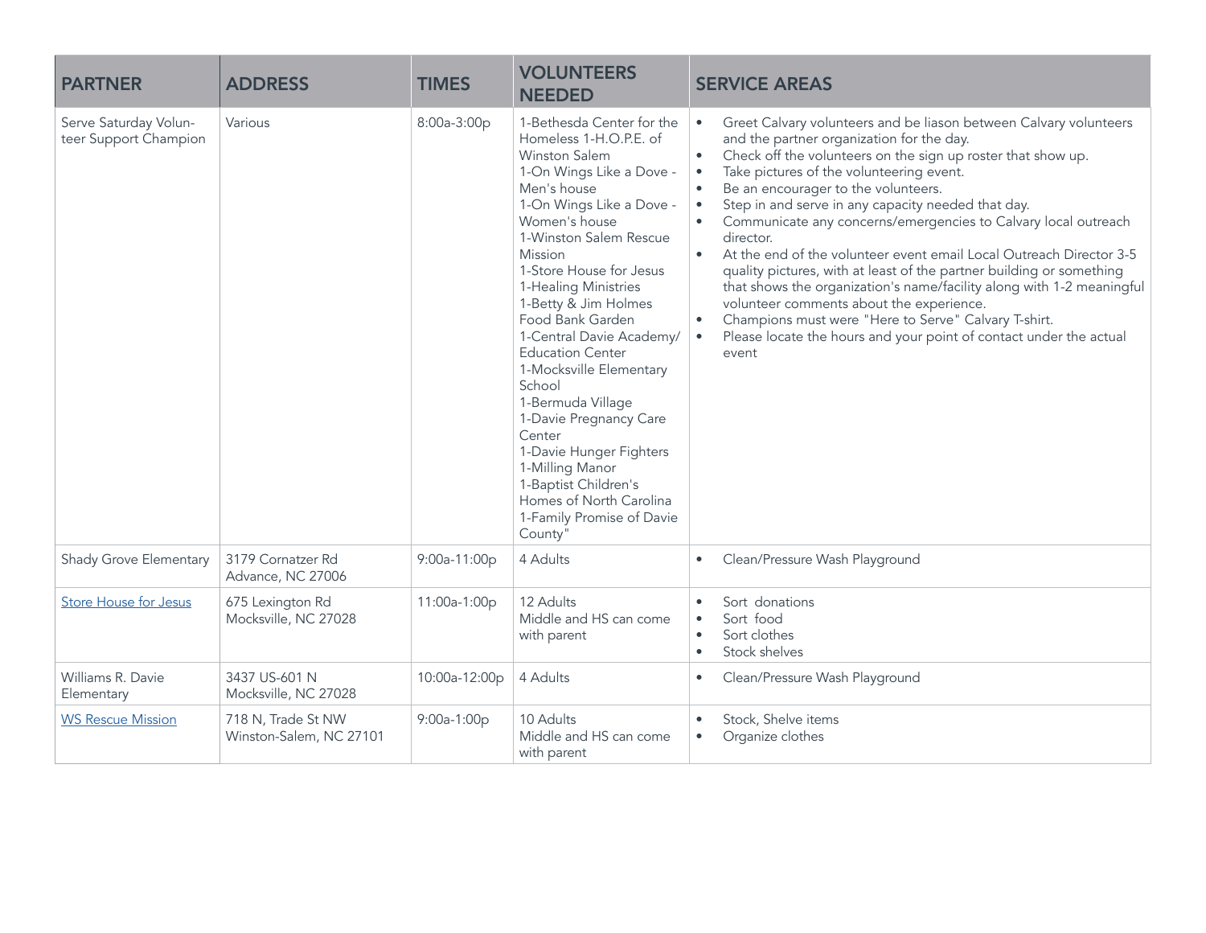| PARTNER | ADDRESS | TIMES | VOLUNTEERS NEEDED | SERVICE AREAS |
|---|---|---|---|---|
| Serve Saturday Volunteer Support Champion | Various | 8:00a-3:00p | 1-Bethesda Center for the Homeless 1-H.O.P.E. of Winston Salem<br>1-On Wings Like a Dove - Men's house<br>1-On Wings Like a Dove - Women's house<br>1-Winston Salem Rescue Mission<br>1-Store House for Jesus<br>1-Healing Ministries<br>1-Betty & Jim Holmes Food Bank Garden<br>1-Central Davie Academy/ Education Center<br>1-Mocksville Elementary School<br>1-Bermuda Village<br>1-Davie Pregnancy Care Center<br>1-Davie Hunger Fighters<br>1-Milling Manor<br>1-Baptist Children's Homes of North Carolina<br>1-Family Promise of Davie County" | • Greet Calvary volunteers and be liason between Calvary volunteers and the partner organization for the day.<br>• Check off the volunteers on the sign up roster that show up.<br>• Take pictures of the volunteering event.<br>• Be an encourager to the volunteers.<br>• Step in and serve in any capacity needed that day.<br>• Communicate any concerns/emergencies to Calvary local outreach director.<br>• At the end of the volunteer event email Local Outreach Director 3-5 quality pictures, with at least of the partner building or something that shows the organization's name/facility along with 1-2 meaningful volunteer comments about the experience.<br>• Champions must were "Here to Serve" Calvary T-shirt.<br>• Please locate the hours and your point of contact under the actual event |
| Shady Grove Elementary | 3179 Cornatzer Rd<br>Advance, NC 27006 | 9:00a-11:00p | 4 Adults | • Clean/Pressure Wash Playground |
| Store House for Jesus | 675 Lexington Rd<br>Mocksville, NC 27028 | 11:00a-1:00p | 12 Adults<br>Middle and HS can come with parent | • Sort donations<br>• Sort food<br>• Sort clothes<br>• Stock shelves |
| Williams R. Davie Elementary | 3437 US-601 N<br>Mocksville, NC 27028 | 10:00a-12:00p | 4 Adults | • Clean/Pressure Wash Playground |
| WS Rescue Mission | 718 N, Trade St NW<br>Winston-Salem, NC 27101 | 9:00a-1:00p | 10 Adults<br>Middle and HS can come with parent | • Stock, Shelve items<br>• Organize clothes |